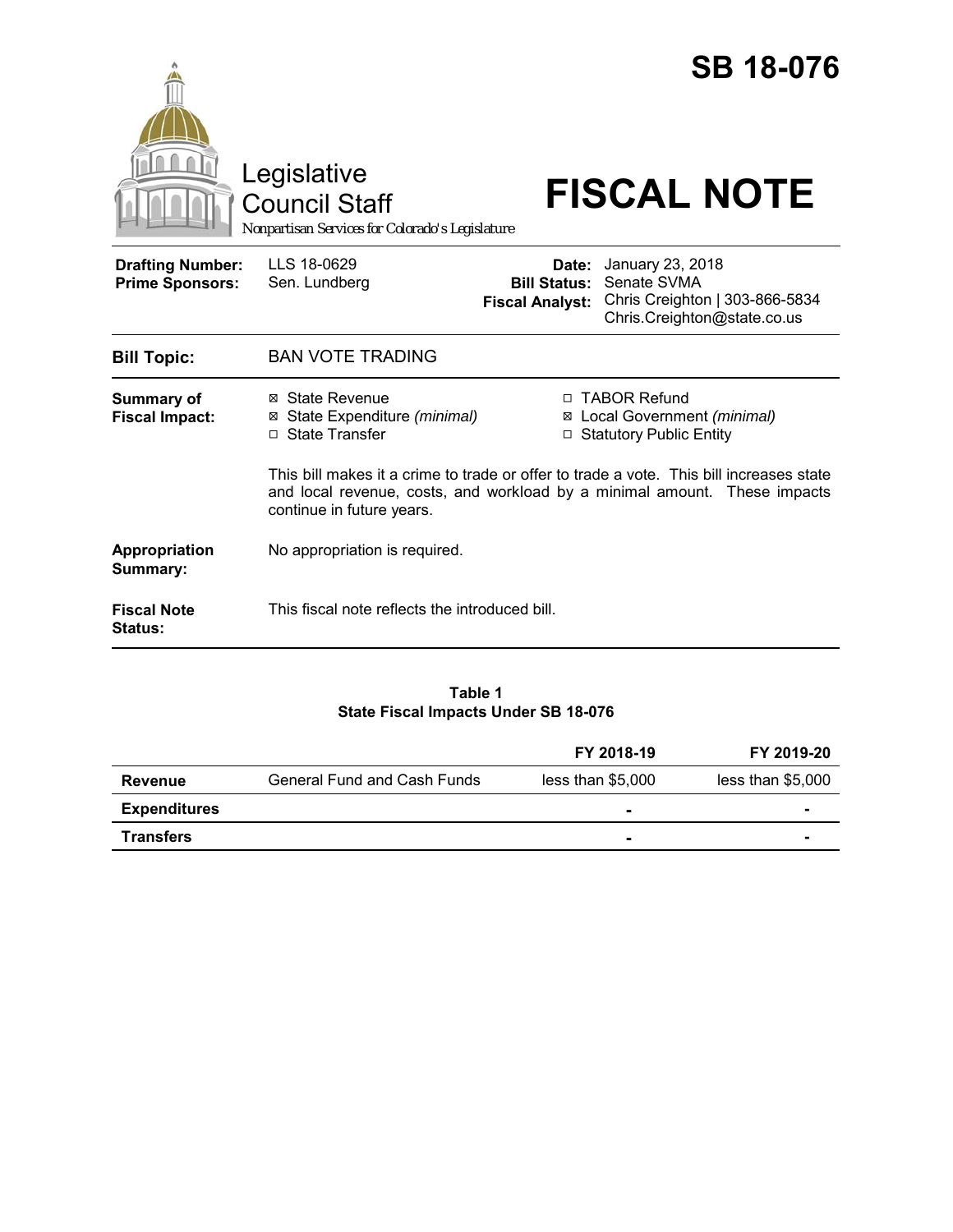# SB 18-076

Legislative Council Staff

*Nonpartisan Services for Colorado's Legislature*

# FISCAL NOTE

| | | | |
|---|---|---|---|
| **Drafting Number:** | LLS 18-0629 | **Date:** | January 23, 2018 |
| **Prime Sponsors:** | Sen. Lundberg | **Bill Status:** | Senate SVMA |
| | | **Fiscal Analyst:** | Chris Creighton \| 303-866-5834 Chris.Creighton@state.co.us |

| | |
|---|---|
| **Bill Topic:** | BAN VOTE TRADING |

**Summary of Fiscal Impact:**

- ☒ State Revenue
- ☒ State Expenditure *(minimal)*
- ☐ State Transfer
- ☐ TABOR Refund
- ☒ Local Government *(minimal)*
- ☐ Statutory Public Entity

This bill makes it a crime to trade or offer to trade a vote. This bill increases state and local revenue, costs, and workload by a minimal amount. These impacts continue in future years.

**Appropriation Summary:** No appropriation is required.

**Fiscal Note Status:** This fiscal note reflects the introduced bill.

**Table 1**
**State Fiscal Impacts Under SB 18-076**

| | | FY 2018-19 | FY 2019-20 |
|---|---|---|---|
| **Revenue** | General Fund and Cash Funds | less than $5,000 | less than $5,000 |
| **Expenditures** | | - | - |
| **Transfers** | | - | - |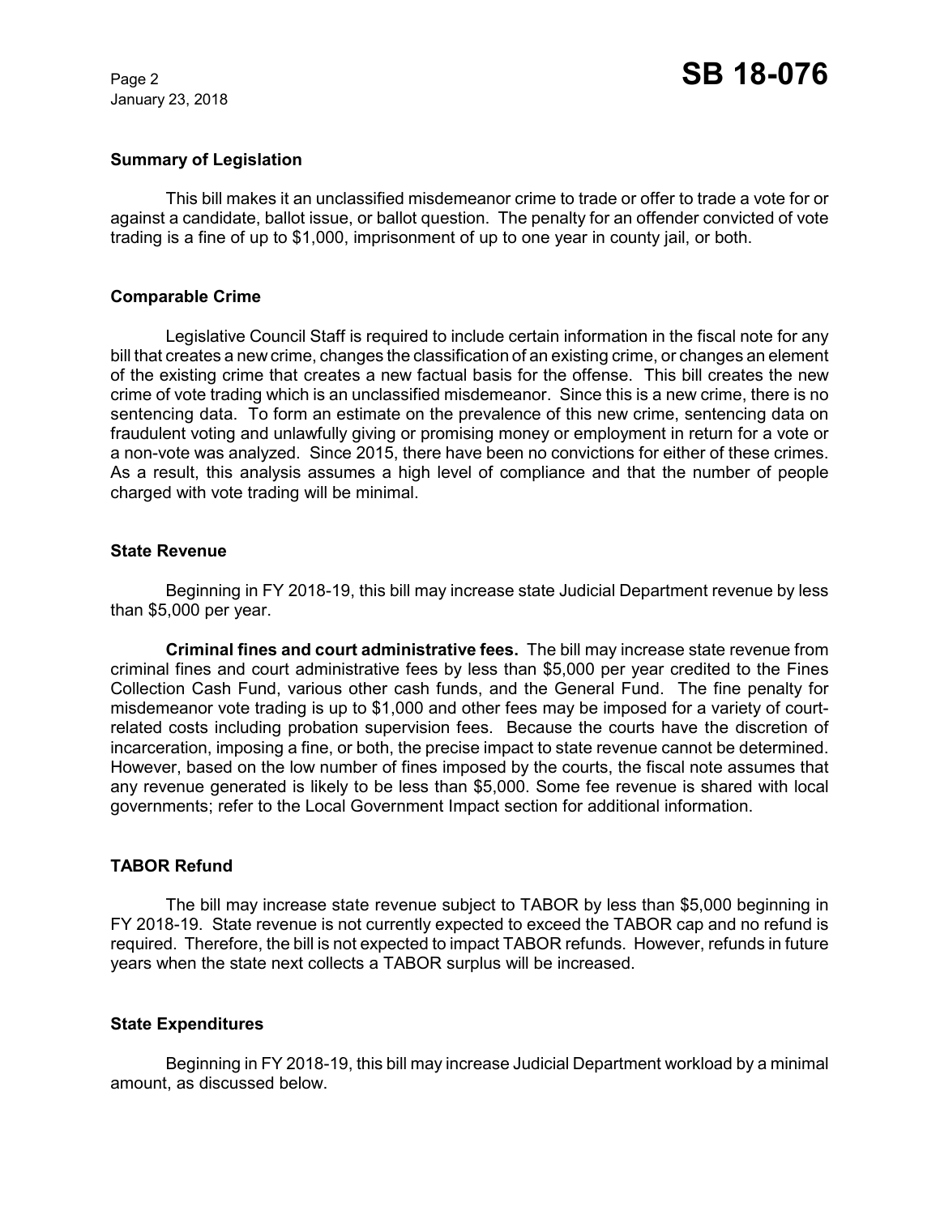## Summary of Legislation

This bill makes it an unclassified misdemeanor crime to trade or offer to trade a vote for or against a candidate, ballot issue, or ballot question. The penalty for an offender convicted of vote trading is a fine of up to $1,000, imprisonment of up to one year in county jail, or both.

## Comparable Crime

Legislative Council Staff is required to include certain information in the fiscal note for any bill that creates a new crime, changes the classification of an existing crime, or changes an element of the existing crime that creates a new factual basis for the offense. This bill creates the new crime of vote trading which is an unclassified misdemeanor. Since this is a new crime, there is no sentencing data. To form an estimate on the prevalence of this new crime, sentencing data on fraudulent voting and unlawfully giving or promising money or employment in return for a vote or a non-vote was analyzed. Since 2015, there have been no convictions for either of these crimes. As a result, this analysis assumes a high level of compliance and that the number of people charged with vote trading will be minimal.

## State Revenue

Beginning in FY 2018-19, this bill may increase state Judicial Department revenue by less than $5,000 per year.

**Criminal fines and court administrative fees.** The bill may increase state revenue from criminal fines and court administrative fees by less than $5,000 per year credited to the Fines Collection Cash Fund, various other cash funds, and the General Fund. The fine penalty for misdemeanor vote trading is up to $1,000 and other fees may be imposed for a variety of court-related costs including probation supervision fees. Because the courts have the discretion of incarceration, imposing a fine, or both, the precise impact to state revenue cannot be determined. However, based on the low number of fines imposed by the courts, the fiscal note assumes that any revenue generated is likely to be less than $5,000. Some fee revenue is shared with local governments; refer to the Local Government Impact section for additional information.

## TABOR Refund

The bill may increase state revenue subject to TABOR by less than $5,000 beginning in FY 2018-19. State revenue is not currently expected to exceed the TABOR cap and no refund is required. Therefore, the bill is not expected to impact TABOR refunds. However, refunds in future years when the state next collects a TABOR surplus will be increased.

## State Expenditures

Beginning in FY 2018-19, this bill may increase Judicial Department workload by a minimal amount, as discussed below.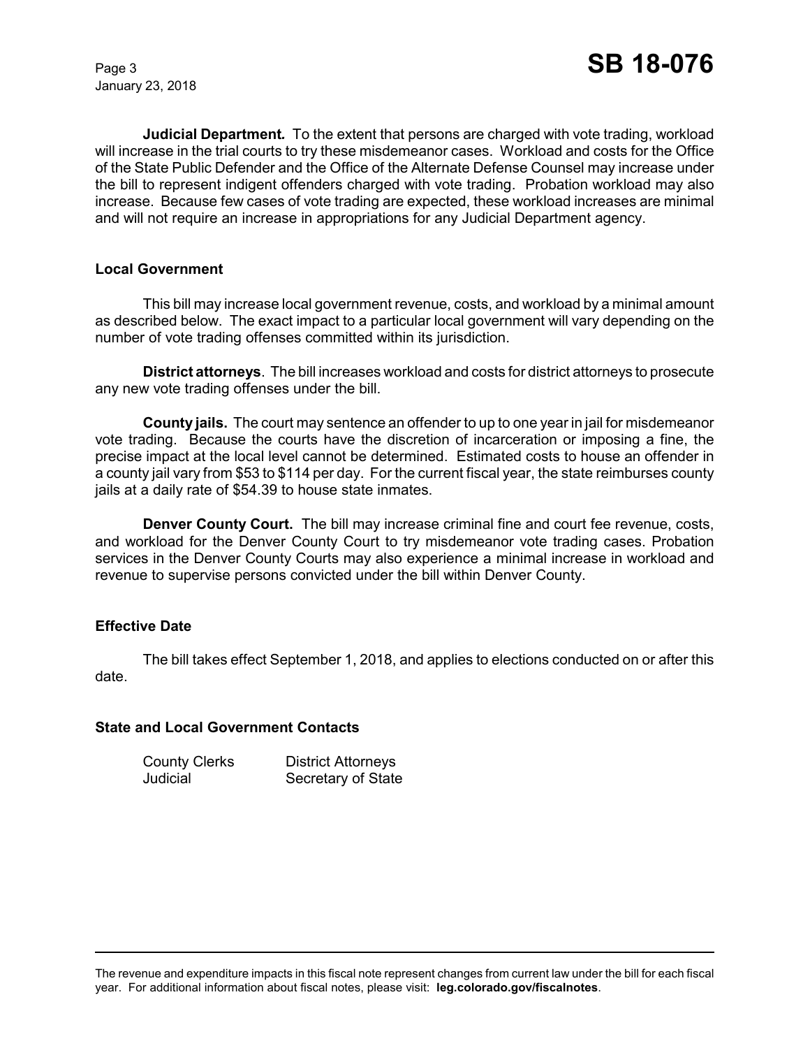**Judicial Department.** To the extent that persons are charged with vote trading, workload will increase in the trial courts to try these misdemeanor cases. Workload and costs for the Office of the State Public Defender and the Office of the Alternate Defense Counsel may increase under the bill to represent indigent offenders charged with vote trading. Probation workload may also increase. Because few cases of vote trading are expected, these workload increases are minimal and will not require an increase in appropriations for any Judicial Department agency.

### Local Government

This bill may increase local government revenue, costs, and workload by a minimal amount as described below. The exact impact to a particular local government will vary depending on the number of vote trading offenses committed within its jurisdiction.

**District attorneys**. The bill increases workload and costs for district attorneys to prosecute any new vote trading offenses under the bill.

**County jails.** The court may sentence an offender to up to one year in jail for misdemeanor vote trading. Because the courts have the discretion of incarceration or imposing a fine, the precise impact at the local level cannot be determined. Estimated costs to house an offender in a county jail vary from $53 to $114 per day. For the current fiscal year, the state reimburses county jails at a daily rate of $54.39 to house state inmates.

**Denver County Court.** The bill may increase criminal fine and court fee revenue, costs, and workload for the Denver County Court to try misdemeanor vote trading cases. Probation services in the Denver County Courts may also experience a minimal increase in workload and revenue to supervise persons convicted under the bill within Denver County.

### Effective Date

The bill takes effect September 1, 2018, and applies to elections conducted on or after this date.

### State and Local Government Contacts

| | |
|---|---|
| County Clerks | District Attorneys |
| Judicial | Secretary of State |

The revenue and expenditure impacts in this fiscal note represent changes from current law under the bill for each fiscal year. For additional information about fiscal notes, please visit: **leg.colorado.gov/fiscalnotes**.